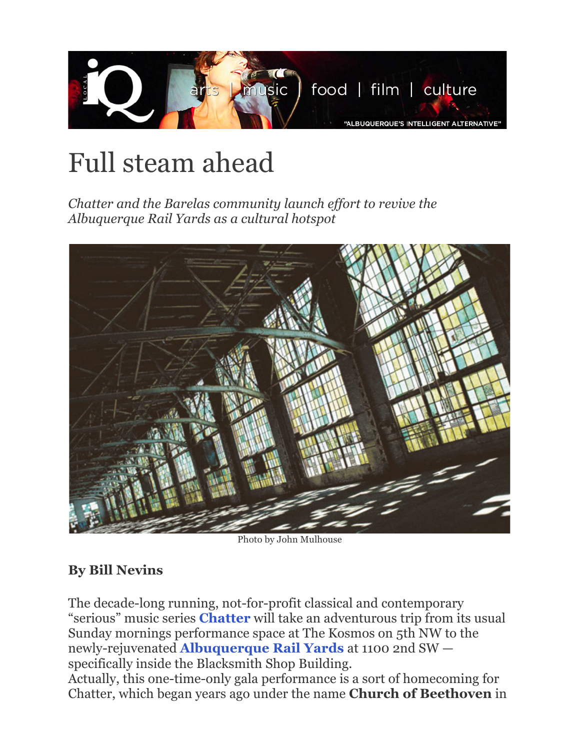# Full steam ahead

*Chatter and the Barelas community launch effort to revive the Albuquerque Rail Yards as a cultural hotspot*

Photo by John Mulhouse

**By Bill Nevins**

The decade-long running, not-for-profit classical and contemporary "serious" music series **Chatter** will take an adventurous trip from its usual Sunday mornings performance space at The Kosmos on 5th NW to the newly-rejuvenated **Albuquerque Rail Yards** at 1100 2nd SW — specifically inside the Blacksmith Shop Building.
Actually, this one-time-only gala performance is a sort of homecoming for Chatter, which began years ago under the name **Church of Beethoven** in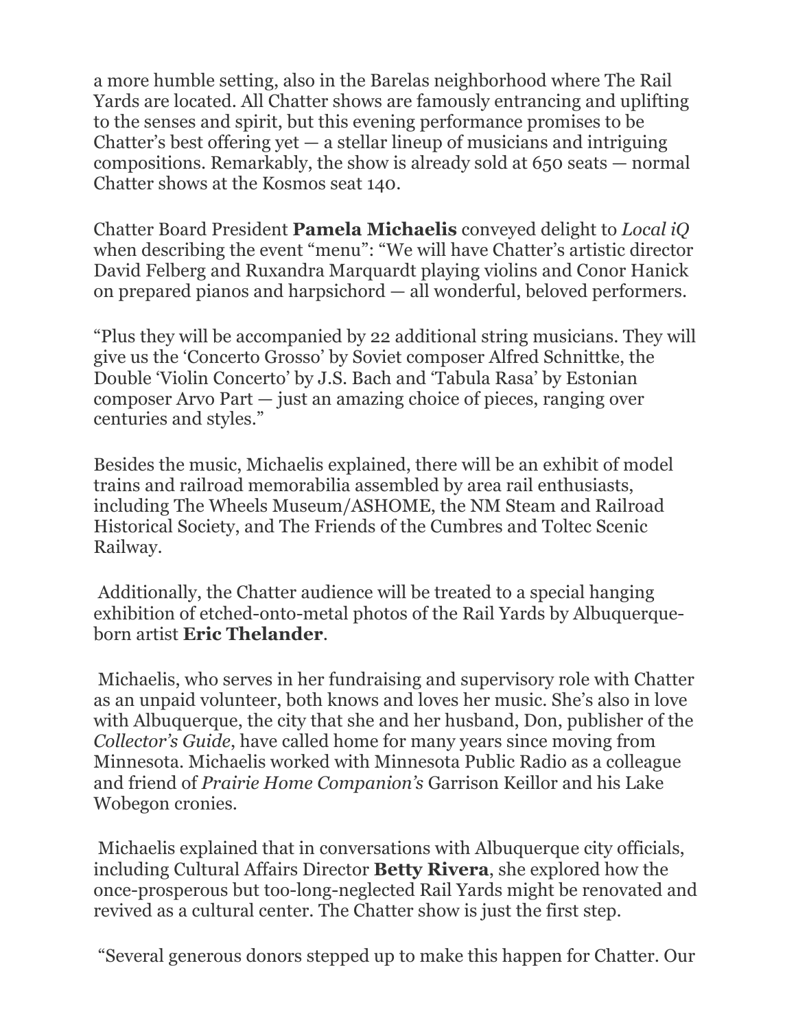a more humble setting, also in the Barelas neighborhood where The Rail Yards are located. All Chatter shows are famously entrancing and uplifting to the senses and spirit, but this evening performance promises to be Chatter's best offering yet — a stellar lineup of musicians and intriguing compositions. Remarkably, the show is already sold at 650 seats — normal Chatter shows at the Kosmos seat 140.

Chatter Board President **Pamela Michaelis** conveyed delight to *Local iQ* when describing the event "menu": "We will have Chatter's artistic director David Felberg and Ruxandra Marquardt playing violins and Conor Hanick on prepared pianos and harpsichord — all wonderful, beloved performers.

"Plus they will be accompanied by 22 additional string musicians. They will give us the 'Concerto Grosso' by Soviet composer Alfred Schnittke, the Double 'Violin Concerto' by J.S. Bach and 'Tabula Rasa' by Estonian composer Arvo Part — just an amazing choice of pieces, ranging over centuries and styles."

Besides the music, Michaelis explained, there will be an exhibit of model trains and railroad memorabilia assembled by area rail enthusiasts, including The Wheels Museum/ASHOME, the NM Steam and Railroad Historical Society, and The Friends of the Cumbres and Toltec Scenic Railway.

Additionally, the Chatter audience will be treated to a special hanging exhibition of etched-onto-metal photos of the Rail Yards by Albuquerque-born artist **Eric Thelander**.

Michaelis, who serves in her fundraising and supervisory role with Chatter as an unpaid volunteer, both knows and loves her music. She's also in love with Albuquerque, the city that she and her husband, Don, publisher of the *Collector's Guide*, have called home for many years since moving from Minnesota. Michaelis worked with Minnesota Public Radio as a colleague and friend of *Prairie Home Companion's* Garrison Keillor and his Lake Wobegon cronies.

Michaelis explained that in conversations with Albuquerque city officials, including Cultural Affairs Director **Betty Rivera**, she explored how the once-prosperous but too-long-neglected Rail Yards might be renovated and revived as a cultural center. The Chatter show is just the first step.

"Several generous donors stepped up to make this happen for Chatter. Our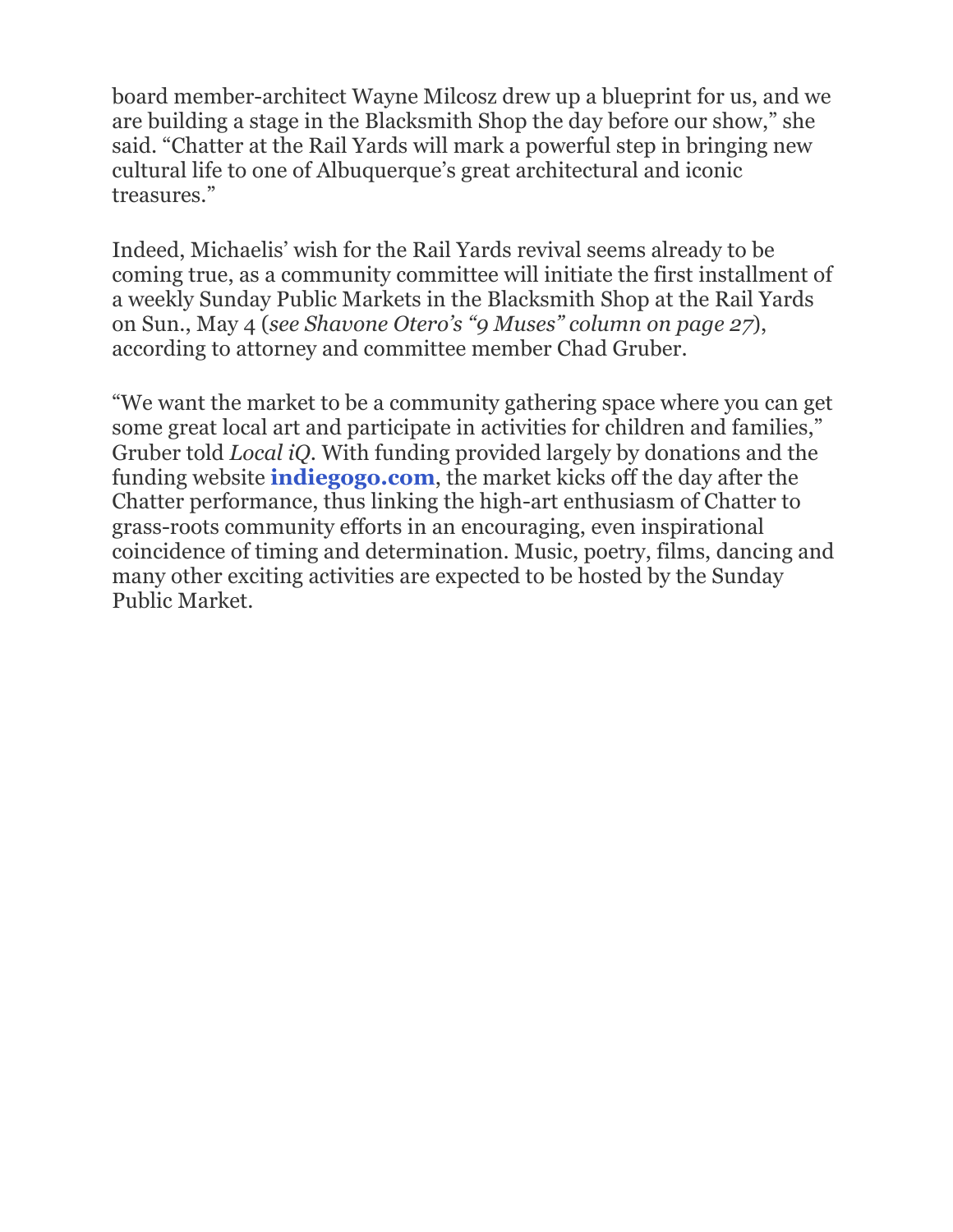board member-architect Wayne Milcosz drew up a blueprint for us, and we are building a stage in the Blacksmith Shop the day before our show," she said. "Chatter at the Rail Yards will mark a powerful step in bringing new cultural life to one of Albuquerque's great architectural and iconic treasures."

Indeed, Michaelis' wish for the Rail Yards revival seems already to be coming true, as a community committee will initiate the first installment of a weekly Sunday Public Markets in the Blacksmith Shop at the Rail Yards on Sun., May 4 (*see Shavone Otero's "9 Muses" column on page 27*), according to attorney and committee member Chad Gruber.

"We want the market to be a community gathering space where you can get some great local art and participate in activities for children and families," Gruber told *Local iQ*. With funding provided largely by donations and the funding website **indiegogo.com**, the market kicks off the day after the Chatter performance, thus linking the high-art enthusiasm of Chatter to grass-roots community efforts in an encouraging, even inspirational coincidence of timing and determination. Music, poetry, films, dancing and many other exciting activities are expected to be hosted by the Sunday Public Market.